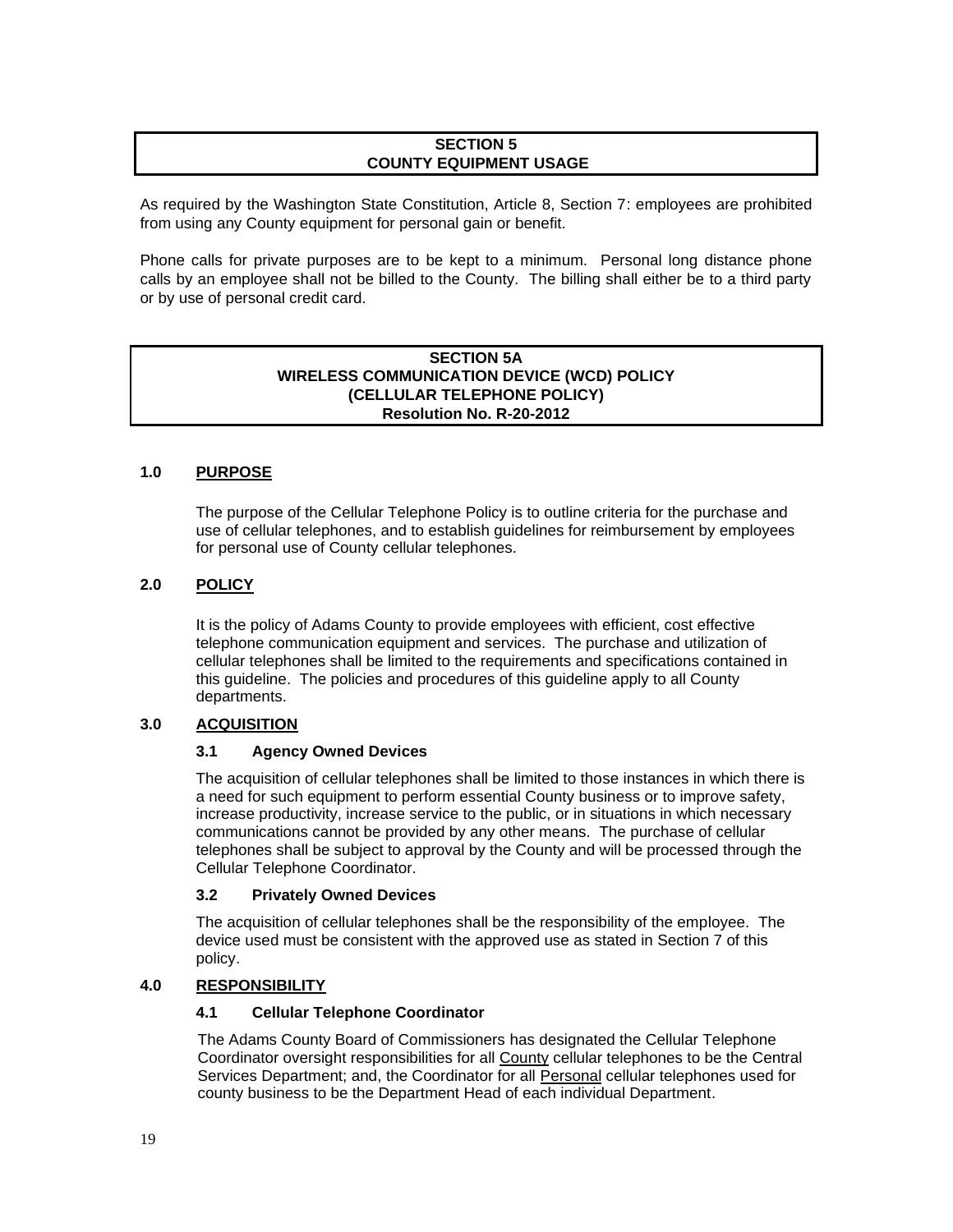## SECTION 5
## COUNTY EQUIPMENT USAGE

As required by the Washington State Constitution, Article 8, Section 7: employees are prohibited from using any County equipment for personal gain or benefit.

Phone calls for private purposes are to be kept to a minimum. Personal long distance phone calls by an employee shall not be billed to the County. The billing shall either be to a third party or by use of personal credit card.

## SECTION 5A
## WIRELESS COMMUNICATION DEVICE (WCD) POLICY
## (CELLULAR TELEPHONE POLICY)
## Resolution No. R-20-2012

### 1.0 PURPOSE

The purpose of the Cellular Telephone Policy is to outline criteria for the purchase and use of cellular telephones, and to establish guidelines for reimbursement by employees for personal use of County cellular telephones.

### 2.0 POLICY

It is the policy of Adams County to provide employees with efficient, cost effective telephone communication equipment and services. The purchase and utilization of cellular telephones shall be limited to the requirements and specifications contained in this guideline. The policies and procedures of this guideline apply to all County departments.

### 3.0 ACQUISITION

#### 3.1 Agency Owned Devices

The acquisition of cellular telephones shall be limited to those instances in which there is a need for such equipment to perform essential County business or to improve safety, increase productivity, increase service to the public, or in situations in which necessary communications cannot be provided by any other means. The purchase of cellular telephones shall be subject to approval by the County and will be processed through the Cellular Telephone Coordinator.

#### 3.2 Privately Owned Devices

The acquisition of cellular telephones shall be the responsibility of the employee. The device used must be consistent with the approved use as stated in Section 7 of this policy.

### 4.0 RESPONSIBILITY

#### 4.1 Cellular Telephone Coordinator

The Adams County Board of Commissioners has designated the Cellular Telephone Coordinator oversight responsibilities for all County cellular telephones to be the Central Services Department; and, the Coordinator for all Personal cellular telephones used for county business to be the Department Head of each individual Department.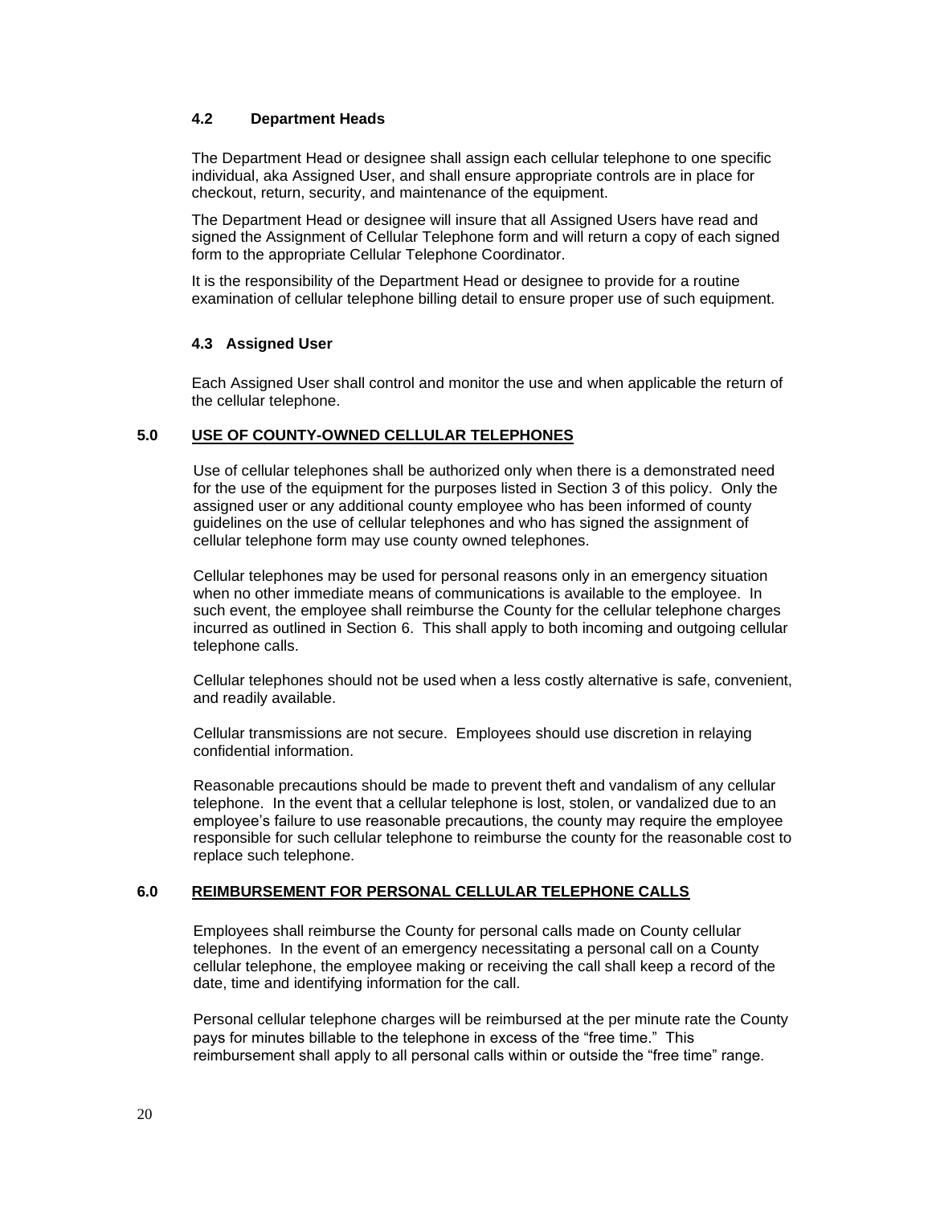### 4.2 Department Heads

The Department Head or designee shall assign each cellular telephone to one specific individual, aka Assigned User, and shall ensure appropriate controls are in place for checkout, return, security, and maintenance of the equipment.

The Department Head or designee will insure that all Assigned Users have read and signed the Assignment of Cellular Telephone form and will return a copy of each signed form to the appropriate Cellular Telephone Coordinator.

It is the responsibility of the Department Head or designee to provide for a routine examination of cellular telephone billing detail to ensure proper use of such equipment.

### 4.3 Assigned User

Each Assigned User shall control and monitor the use and when applicable the return of the cellular telephone.

## 5.0 USE OF COUNTY-OWNED CELLULAR TELEPHONES

Use of cellular telephones shall be authorized only when there is a demonstrated need for the use of the equipment for the purposes listed in Section 3 of this policy. Only the assigned user or any additional county employee who has been informed of county guidelines on the use of cellular telephones and who has signed the assignment of cellular telephone form may use county owned telephones.

Cellular telephones may be used for personal reasons only in an emergency situation when no other immediate means of communications is available to the employee. In such event, the employee shall reimburse the County for the cellular telephone charges incurred as outlined in Section 6. This shall apply to both incoming and outgoing cellular telephone calls.

Cellular telephones should not be used when a less costly alternative is safe, convenient, and readily available.

Cellular transmissions are not secure. Employees should use discretion in relaying confidential information.

Reasonable precautions should be made to prevent theft and vandalism of any cellular telephone. In the event that a cellular telephone is lost, stolen, or vandalized due to an employee's failure to use reasonable precautions, the county may require the employee responsible for such cellular telephone to reimburse the county for the reasonable cost to replace such telephone.

## 6.0 REIMBURSEMENT FOR PERSONAL CELLULAR TELEPHONE CALLS

Employees shall reimburse the County for personal calls made on County cellular telephones. In the event of an emergency necessitating a personal call on a County cellular telephone, the employee making or receiving the call shall keep a record of the date, time and identifying information for the call.

Personal cellular telephone charges will be reimbursed at the per minute rate the County pays for minutes billable to the telephone in excess of the "free time." This reimbursement shall apply to all personal calls within or outside the "free time" range.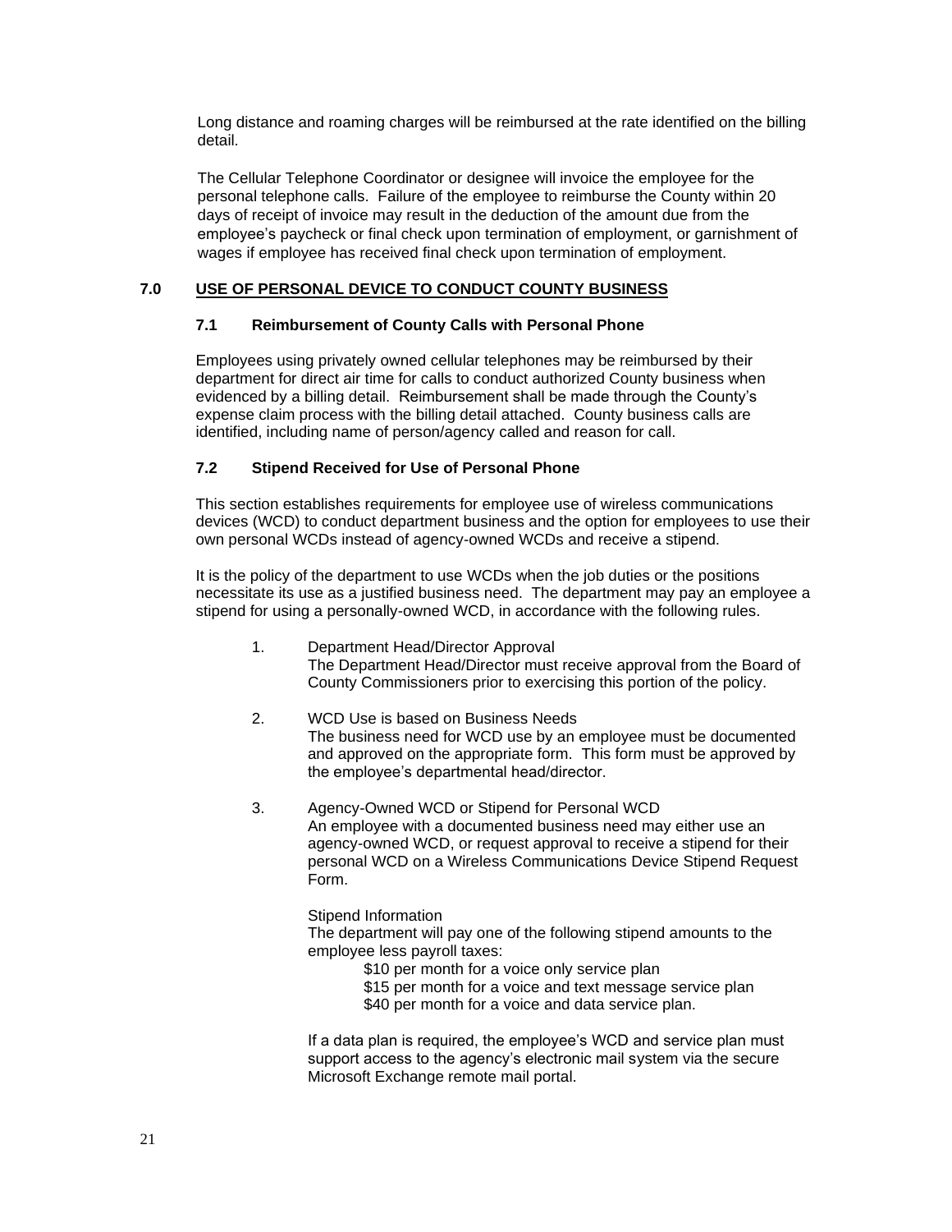Long distance and roaming charges will be reimbursed at the rate identified on the billing detail.

The Cellular Telephone Coordinator or designee will invoice the employee for the personal telephone calls. Failure of the employee to reimburse the County within 20 days of receipt of invoice may result in the deduction of the amount due from the employee's paycheck or final check upon termination of employment, or garnishment of wages if employee has received final check upon termination of employment.

## 7.0 USE OF PERSONAL DEVICE TO CONDUCT COUNTY BUSINESS

### 7.1 Reimbursement of County Calls with Personal Phone

Employees using privately owned cellular telephones may be reimbursed by their department for direct air time for calls to conduct authorized County business when evidenced by a billing detail. Reimbursement shall be made through the County's expense claim process with the billing detail attached. County business calls are identified, including name of person/agency called and reason for call.

### 7.2 Stipend Received for Use of Personal Phone

This section establishes requirements for employee use of wireless communications devices (WCD) to conduct department business and the option for employees to use their own personal WCDs instead of agency-owned WCDs and receive a stipend.

It is the policy of the department to use WCDs when the job duties or the positions necessitate its use as a justified business need. The department may pay an employee a stipend for using a personally-owned WCD, in accordance with the following rules.

1. Department Head/Director Approval
   The Department Head/Director must receive approval from the Board of County Commissioners prior to exercising this portion of the policy.

2. WCD Use is based on Business Needs
   The business need for WCD use by an employee must be documented and approved on the appropriate form. This form must be approved by the employee's departmental head/director.

3. Agency-Owned WCD or Stipend for Personal WCD
   An employee with a documented business need may either use an agency-owned WCD, or request approval to receive a stipend for their personal WCD on a Wireless Communications Device Stipend Request Form.

   Stipend Information
   The department will pay one of the following stipend amounts to the employee less payroll taxes:

   - $10 per month for a voice only service plan
   - $15 per month for a voice and text message service plan
   - $40 per month for a voice and data service plan.

   If a data plan is required, the employee's WCD and service plan must support access to the agency's electronic mail system via the secure Microsoft Exchange remote mail portal.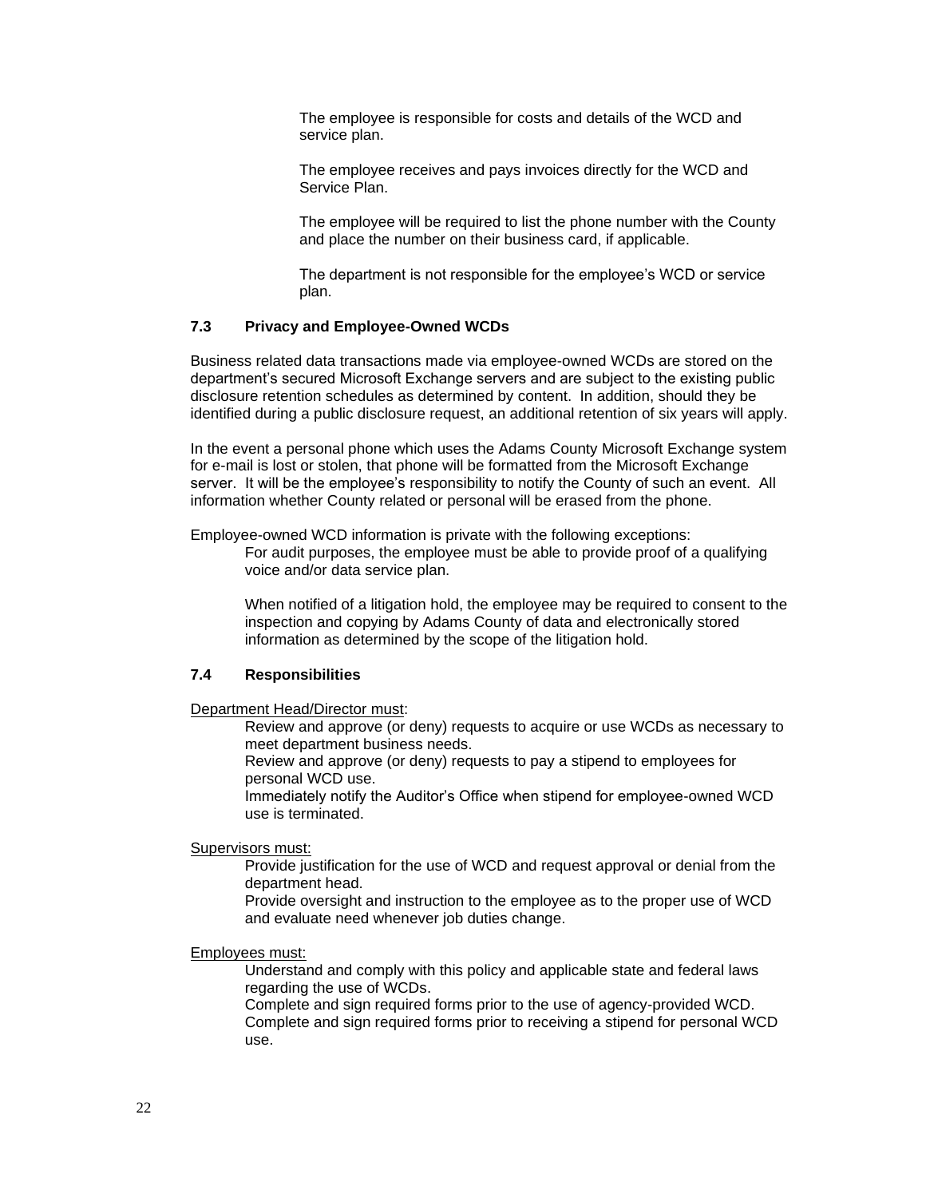The employee is responsible for costs and details of the WCD and service plan.

The employee receives and pays invoices directly for the WCD and Service Plan.

The employee will be required to list the phone number with the County and place the number on their business card, if applicable.

The department is not responsible for the employee's WCD or service plan.

### 7.3 Privacy and Employee-Owned WCDs

Business related data transactions made via employee-owned WCDs are stored on the department's secured Microsoft Exchange servers and are subject to the existing public disclosure retention schedules as determined by content. In addition, should they be identified during a public disclosure request, an additional retention of six years will apply.

In the event a personal phone which uses the Adams County Microsoft Exchange system for e-mail is lost or stolen, that phone will be formatted from the Microsoft Exchange server. It will be the employee's responsibility to notify the County of such an event. All information whether County related or personal will be erased from the phone.

Employee-owned WCD information is private with the following exceptions:

For audit purposes, the employee must be able to provide proof of a qualifying voice and/or data service plan.

When notified of a litigation hold, the employee may be required to consent to the inspection and copying by Adams County of data and electronically stored information as determined by the scope of the litigation hold.

### 7.4 Responsibilities

Department Head/Director must:

Review and approve (or deny) requests to acquire or use WCDs as necessary to meet department business needs.
Review and approve (or deny) requests to pay a stipend to employees for personal WCD use.
Immediately notify the Auditor's Office when stipend for employee-owned WCD use is terminated.

Supervisors must:

Provide justification for the use of WCD and request approval or denial from the department head.
Provide oversight and instruction to the employee as to the proper use of WCD and evaluate need whenever job duties change.

Employees must:

Understand and comply with this policy and applicable state and federal laws regarding the use of WCDs.
Complete and sign required forms prior to the use of agency-provided WCD.
Complete and sign required forms prior to receiving a stipend for personal WCD use.